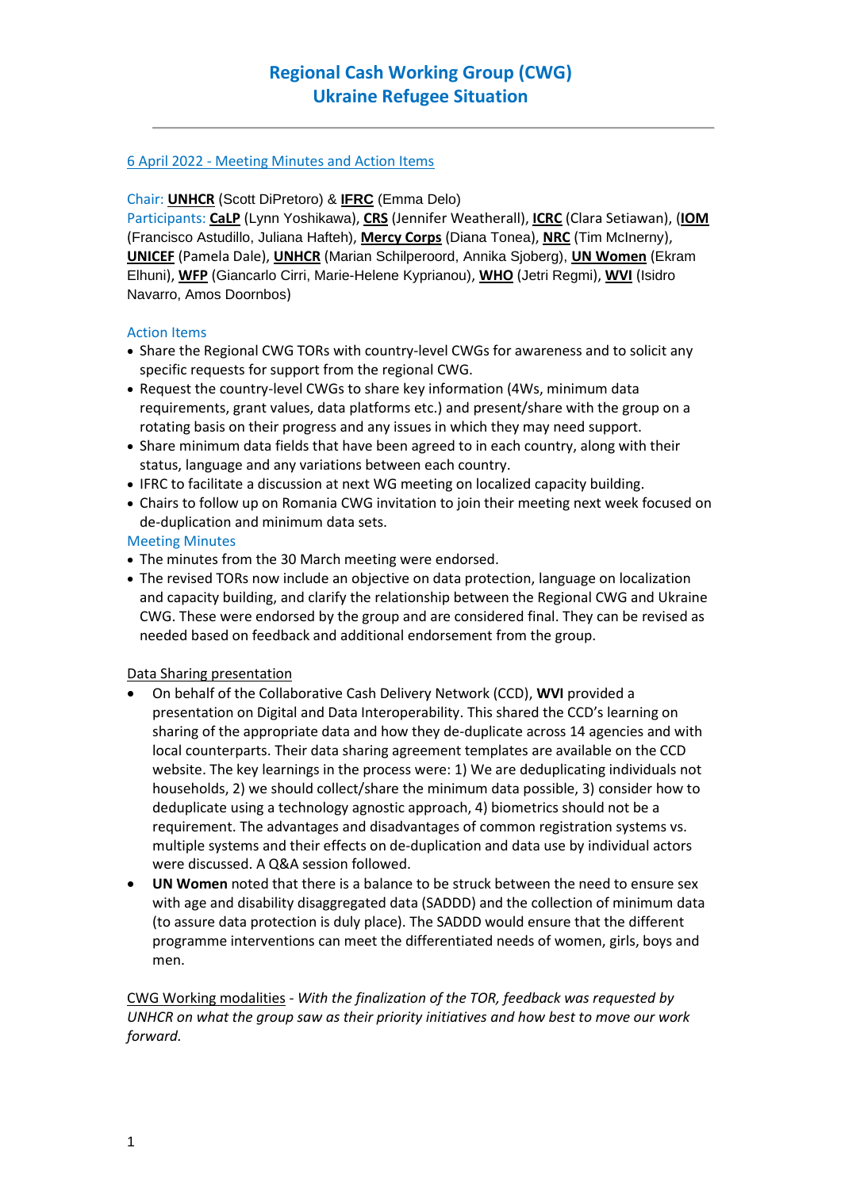# Regional Cash Working Group (CWG)
# Ukraine Refugee Situation

---

6 April 2022 - Meeting Minutes and Action Items

Chair: **UNHCR** (Scott DiPretoro) & **IFRC** (Emma Delo)
Participants: **CaLP** (Lynn Yoshikawa), **CRS** (Jennifer Weatherall), **ICRC** (Clara Setiawan), (**IOM** (Francisco Astudillo, Juliana Hafteh), **Mercy Corps** (Diana Tonea), **NRC** (Tim McInerny), **UNICEF** (Pamela Dale), **UNHCR** (Marian Schilperoord, Annika Sjoberg), **UN Women** (Ekram Elhuni), **WFP** (Giancarlo Cirri, Marie-Helene Kyprianou), **WHO** (Jetri Regmi), **WVI** (Isidro Navarro, Amos Doornbos)

### Action Items

- Share the Regional CWG TORs with country-level CWGs for awareness and to solicit any specific requests for support from the regional CWG.
- Request the country-level CWGs to share key information (4Ws, minimum data requirements, grant values, data platforms etc.) and present/share with the group on a rotating basis on their progress and any issues in which they may need support.
- Share minimum data fields that have been agreed to in each country, along with their status, language and any variations between each country.
- IFRC to facilitate a discussion at next WG meeting on localized capacity building.
- Chairs to follow up on Romania CWG invitation to join their meeting next week focused on de-duplication and minimum data sets.

### Meeting Minutes

- The minutes from the 30 March meeting were endorsed.
- The revised TORs now include an objective on data protection, language on localization and capacity building, and clarify the relationship between the Regional CWG and Ukraine CWG. These were endorsed by the group and are considered final. They can be revised as needed based on feedback and additional endorsement from the group.

Data Sharing presentation

- On behalf of the Collaborative Cash Delivery Network (CCD), **WVI** provided a presentation on Digital and Data Interoperability. This shared the CCD's learning on sharing of the appropriate data and how they de-duplicate across 14 agencies and with local counterparts. Their data sharing agreement templates are available on the CCD website. The key learnings in the process were: 1) We are deduplicating individuals not households, 2) we should collect/share the minimum data possible, 3) consider how to deduplicate using a technology agnostic approach, 4) biometrics should not be a requirement. The advantages and disadvantages of common registration systems vs. multiple systems and their effects on de-duplication and data use by individual actors were discussed. A Q&A session followed.
- **UN Women** noted that there is a balance to be struck between the need to ensure sex with age and disability disaggregated data (SADDD) and the collection of minimum data (to assure data protection is duly place). The SADDD would ensure that the different programme interventions can meet the differentiated needs of women, girls, boys and men.

CWG Working modalities - *With the finalization of the TOR, feedback was requested by UNHCR on what the group saw as their priority initiatives and how best to move our work forward.*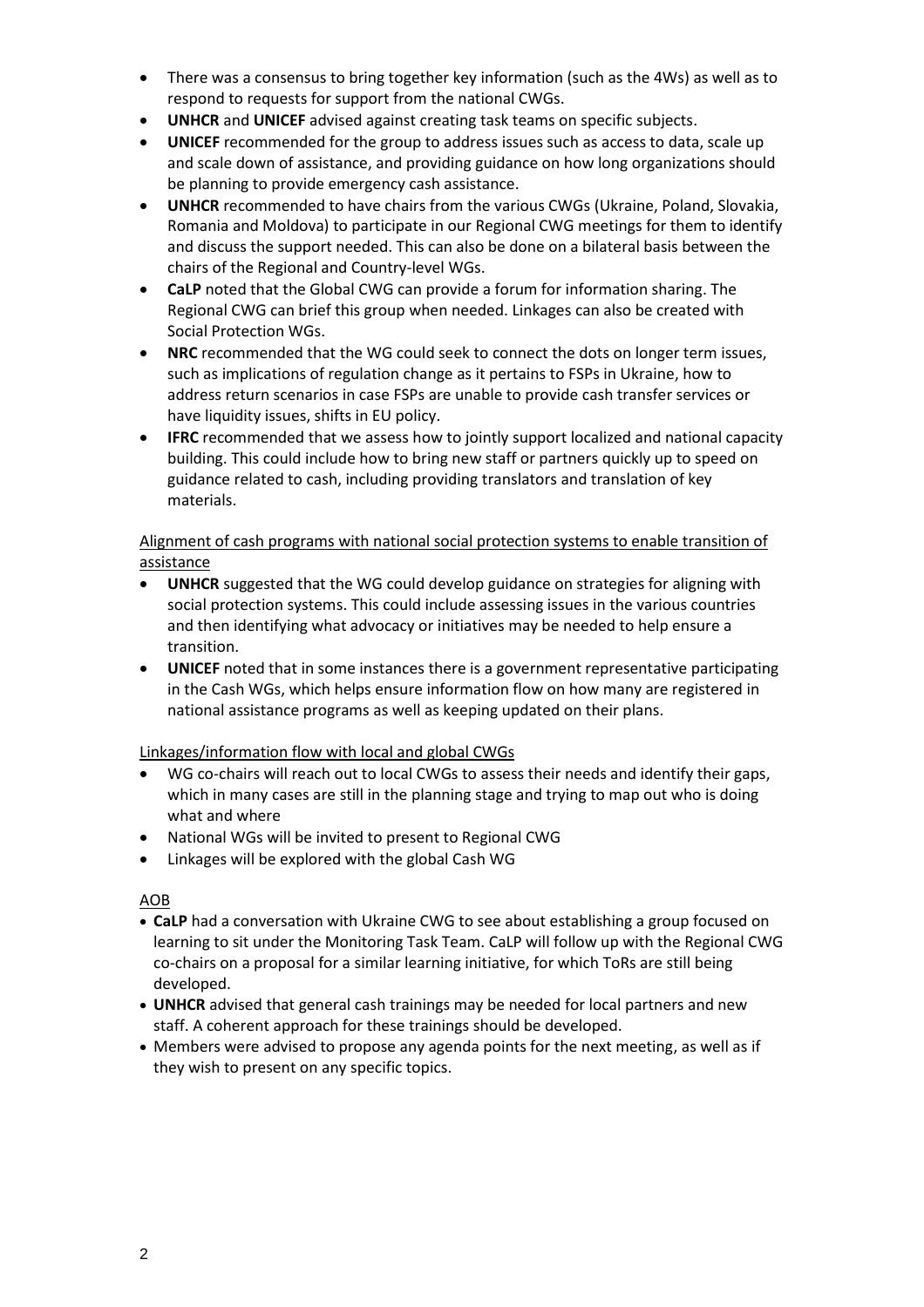- There was a consensus to bring together key information (such as the 4Ws) as well as to respond to requests for support from the national CWGs.
- **UNHCR** and **UNICEF** advised against creating task teams on specific subjects.
- **UNICEF** recommended for the group to address issues such as access to data, scale up and scale down of assistance, and providing guidance on how long organizations should be planning to provide emergency cash assistance.
- **UNHCR** recommended to have chairs from the various CWGs (Ukraine, Poland, Slovakia, Romania and Moldova) to participate in our Regional CWG meetings for them to identify and discuss the support needed. This can also be done on a bilateral basis between the chairs of the Regional and Country-level WGs.
- **CaLP** noted that the Global CWG can provide a forum for information sharing. The Regional CWG can brief this group when needed. Linkages can also be created with Social Protection WGs.
- **NRC** recommended that the WG could seek to connect the dots on longer term issues, such as implications of regulation change as it pertains to FSPs in Ukraine, how to address return scenarios in case FSPs are unable to provide cash transfer services or have liquidity issues, shifts in EU policy.
- **IFRC** recommended that we assess how to jointly support localized and national capacity building. This could include how to bring new staff or partners quickly up to speed on guidance related to cash, including providing translators and translation of key materials.

<u>Alignment of cash programs with national social protection systems to enable transition of assistance</u>

- **UNHCR** suggested that the WG could develop guidance on strategies for aligning with social protection systems. This could include assessing issues in the various countries and then identifying what advocacy or initiatives may be needed to help ensure a transition.
- **UNICEF** noted that in some instances there is a government representative participating in the Cash WGs, which helps ensure information flow on how many are registered in national assistance programs as well as keeping updated on their plans.

<u>Linkages/information flow with local and global CWGs</u>

- WG co-chairs will reach out to local CWGs to assess their needs and identify their gaps, which in many cases are still in the planning stage and trying to map out who is doing what and where
- National WGs will be invited to present to Regional CWG
- Linkages will be explored with the global Cash WG

<u>AOB</u>

- **CaLP** had a conversation with Ukraine CWG to see about establishing a group focused on learning to sit under the Monitoring Task Team. CaLP will follow up with the Regional CWG co-chairs on a proposal for a similar learning initiative, for which ToRs are still being developed.
- **UNHCR** advised that general cash trainings may be needed for local partners and new staff. A coherent approach for these trainings should be developed.
- Members were advised to propose any agenda points for the next meeting, as well as if they wish to present on any specific topics.